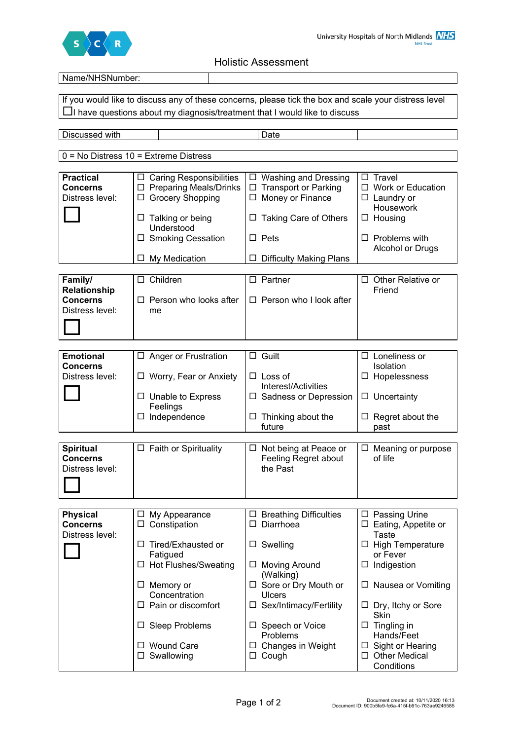# Holistic Assessment

| Name/NHSNumber: | |
|---|---|

| If you would like to discuss any of these concerns, please tick the box and scale your distress level |
|---|
| ☐ I have questions about my diagnosis/treatment that I would like to discuss |

| Discussed with | | Date | |
|---|---|---|---|

| 0 = No Distress 10 = Extreme Distress |
|---|

| **Practical Concerns** Distress level: ☐ | ☐ Caring Responsibilities<br>☐ Preparing Meals/Drinks<br>☐ Grocery Shopping<br>☐ Talking or being Understood<br>☐ Smoking Cessation<br>☐ My Medication | ☐ Washing and Dressing<br>☐ Transport or Parking<br>☐ Money or Finance<br>☐ Taking Care of Others<br>☐ Pets<br>☐ Difficulty Making Plans | ☐ Travel<br>☐ Work or Education<br>☐ Laundry or Housework<br>☐ Housing<br>☐ Problems with Alcohol or Drugs |
|---|---|---|---|

| **Family/ Relationship Concerns** Distress level: ☐ | ☐ Children<br>☐ Person who looks after me | ☐ Partner<br>☐ Person who I look after | ☐ Other Relative or Friend |
|---|---|---|---|

| **Emotional Concerns** Distress level: ☐ | ☐ Anger or Frustration<br>☐ Worry, Fear or Anxiety<br>☐ Unable to Express Feelings<br>☐ Independence | ☐ Guilt<br>☐ Loss of Interest/Activities<br>☐ Sadness or Depression<br>☐ Thinking about the future | ☐ Loneliness or Isolation<br>☐ Hopelessness<br>☐ Uncertainty<br>☐ Regret about the past |
|---|---|---|---|

| **Spiritual Concerns** Distress level: ☐ | ☐ Faith or Spirituality | ☐ Not being at Peace or Feeling Regret about the Past | ☐ Meaning or purpose of life |
|---|---|---|---|

| **Physical Concerns** Distress level: ☐ | ☐ My Appearance<br>☐ Constipation<br>☐ Tired/Exhausted or Fatigued<br>☐ Hot Flushes/Sweating<br>☐ Memory or Concentration<br>☐ Pain or discomfort<br>☐ Sleep Problems<br>☐ Wound Care<br>☐ Swallowing | ☐ Breathing Difficulties<br>☐ Diarrhoea<br>☐ Swelling<br>☐ Moving Around (Walking)<br>☐ Sore or Dry Mouth or Ulcers<br>☐ Sex/Intimacy/Fertility<br>☐ Speech or Voice Problems<br>☐ Changes in Weight<br>☐ Cough | ☐ Passing Urine<br>☐ Eating, Appetite or Taste<br>☐ High Temperature or Fever<br>☐ Indigestion<br>☐ Nausea or Vomiting<br>☐ Dry, Itchy or Sore Skin<br>☐ Tingling in Hands/Feet<br>☐ Sight or Hearing<br>☐ Other Medical Conditions |
|---|---|---|---|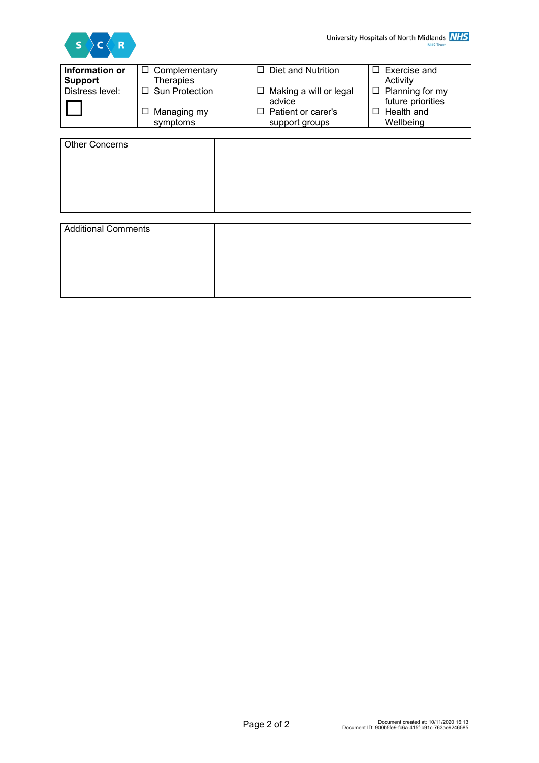| | | | |
|---|---|---|---|
| **Information or Support**<br>Distress level:<br>☐ | ☐ Complementary Therapies<br>☐ Sun Protection<br>☐ Managing my symptoms | ☐ Diet and Nutrition<br>☐ Making a will or legal advice<br>☐ Patient or carer's support groups | ☐ Exercise and Activity<br>☐ Planning for my future priorities<br>☐ Health and Wellbeing |

| | |
|---|---|
| Other Concerns | |

| | |
|---|---|
| Additional Comments | |

Document created at: 10/11/2020 16:13
Document ID: 900b5fe9-fc6a-415f-b91c-763ae9246585